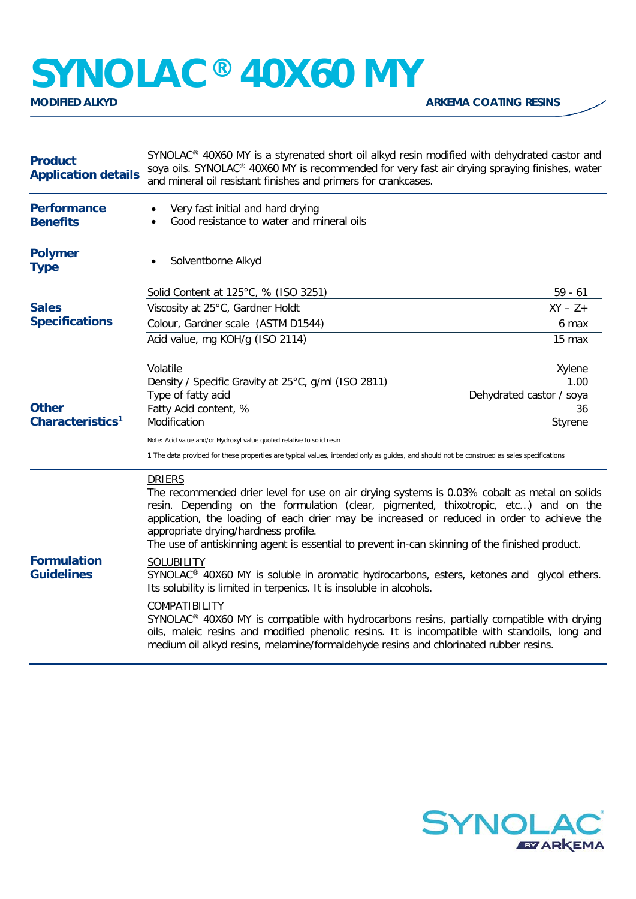# SYNOLAC® 40X60 MY

**MODIFIED ALKYD** — **ARKEMA COATING RESINS**

## Product Application details

SYNOLAC® 40X60 MY is a styrenated short oil alkyd resin modified with dehydrated castor and soya oils. SYNOLAC® 40X60 MY is recommended for very fast air drying spraying finishes, water and mineral oil resistant finishes and primers for crankcases.

## Performance Benefits

- Very fast initial and hard drying
- Good resistance to water and mineral oils

## Polymer Type

- Solventborne Alkyd

## Sales Specifications

| | |
|---|---|
| Solid Content at 125°C, % (ISO 3251) | 59 - 61 |
| Viscosity at 25°C, Gardner Holdt | XY – Z+ |
| Colour, Gardner scale (ASTM D1544) | 6 max |
| Acid value, mg KOH/g (ISO 2114) | 15 max |

## Other Characteristics[1]

| | |
|---|---|
| Volatile | Xylene |
| Density / Specific Gravity at 25°C, g/ml (ISO 2811) | 1.00 |
| Type of fatty acid | Dehydrated castor / soya |
| Fatty Acid content, % | 36 |
| Modification | Styrene |

Note: Acid value and/or Hydroxyl value quoted relative to solid resin

1 The data provided for these properties are typical values, intended only as guides, and should not be construed as sales specifications

## Formulation Guidelines

DRIERS

The recommended drier level for use on air drying systems is 0.03% cobalt as metal on solids resin. Depending on the formulation (clear, pigmented, thixotropic, etc…) and on the application, the loading of each drier may be increased or reduced in order to achieve the appropriate drying/hardness profile.
The use of antiskinning agent is essential to prevent in-can skinning of the finished product.

SOLUBILITY

SYNOLAC® 40X60 MY is soluble in aromatic hydrocarbons, esters, ketones and glycol ethers. Its solubility is limited in terpenics. It is insoluble in alcohols.

COMPATIBILITY

SYNOLAC® 40X60 MY is compatible with hydrocarbons resins, partially compatible with drying oils, maleic resins and modified phenolic resins. It is incompatible with standoils, long and medium oil alkyd resins, melamine/formaldehyde resins and chlorinated rubber resins.

SYNOLAC® BY ARKEMA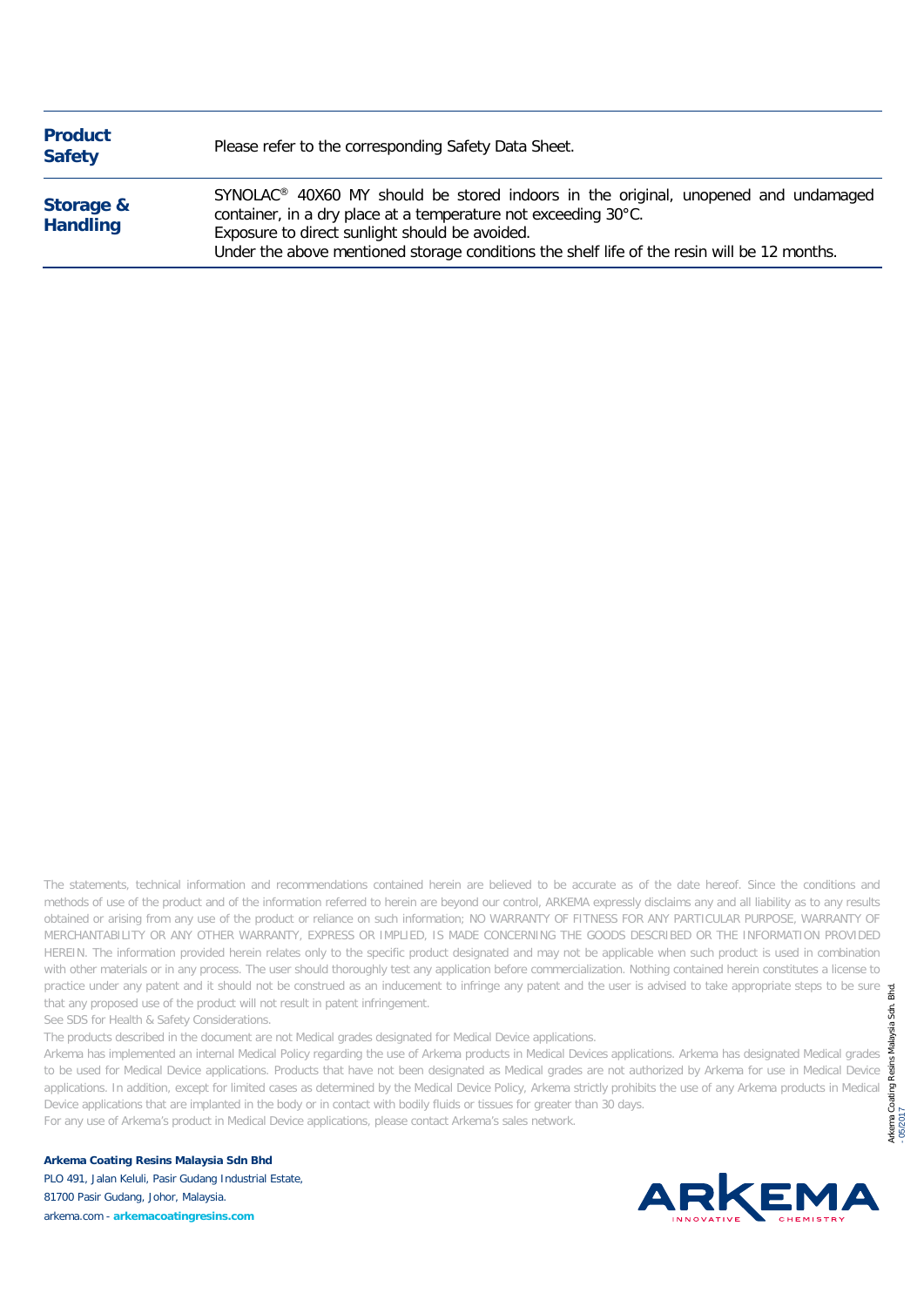| | |
|---|---|
| **Product Safety** | Please refer to the corresponding Safety Data Sheet. |
| **Storage & Handling** | SYNOLAC® 40X60 MY should be stored indoors in the original, unopened and undamaged container, in a dry place at a temperature not exceeding 30°C. Exposure to direct sunlight should be avoided. Under the above mentioned storage conditions the shelf life of the resin will be 12 months. |

The statements, technical information and recommendations contained herein are believed to be accurate as of the date hereof. Since the conditions and methods of use of the product and of the information referred to herein are beyond our control, ARKEMA expressly disclaims any and all liability as to any results obtained or arising from any use of the product or reliance on such information; NO WARRANTY OF FITNESS FOR ANY PARTICULAR PURPOSE, WARRANTY OF MERCHANTABILITY OR ANY OTHER WARRANTY, EXPRESS OR IMPLIED, IS MADE CONCERNING THE GOODS DESCRIBED OR THE INFORMATION PROVIDED HEREIN. The information provided herein relates only to the specific product designated and may not be applicable when such product is used in combination with other materials or in any process. The user should thoroughly test any application before commercialization. Nothing contained herein constitutes a license to practice under any patent and it should not be construed as an inducement to infringe any patent and the user is advised to take appropriate steps to be sure that any proposed use of the product will not result in patent infringement.
See SDS for Health & Safety Considerations.
The products described in the document are not Medical grades designated for Medical Device applications.
Arkema has implemented an internal Medical Policy regarding the use of Arkema products in Medical Devices applications. Arkema has designated Medical grades to be used for Medical Device applications. Products that have not been designated as Medical grades are not authorized by Arkema for use in Medical Device applications. In addition, except for limited cases as determined by the Medical Device Policy, Arkema strictly prohibits the use of any Arkema products in Medical Device applications that are implanted in the body or in contact with bodily fluids or tissues for greater than 30 days.
For any use of Arkema's product in Medical Device applications, please contact Arkema's sales network.

Arkema Coating Resins Malaysia Sdn. Bhd. - 05/2017

**Arkema Coating Resins Malaysia Sdn Bhd**
PLO 491, Jalan Keluli, Pasir Gudang Industrial Estate,
81700 Pasir Gudang, Johor, Malaysia.
arkema.com - **arkemacoatingresins.com**

ARKEMA INNOVATIVE CHEMISTRY